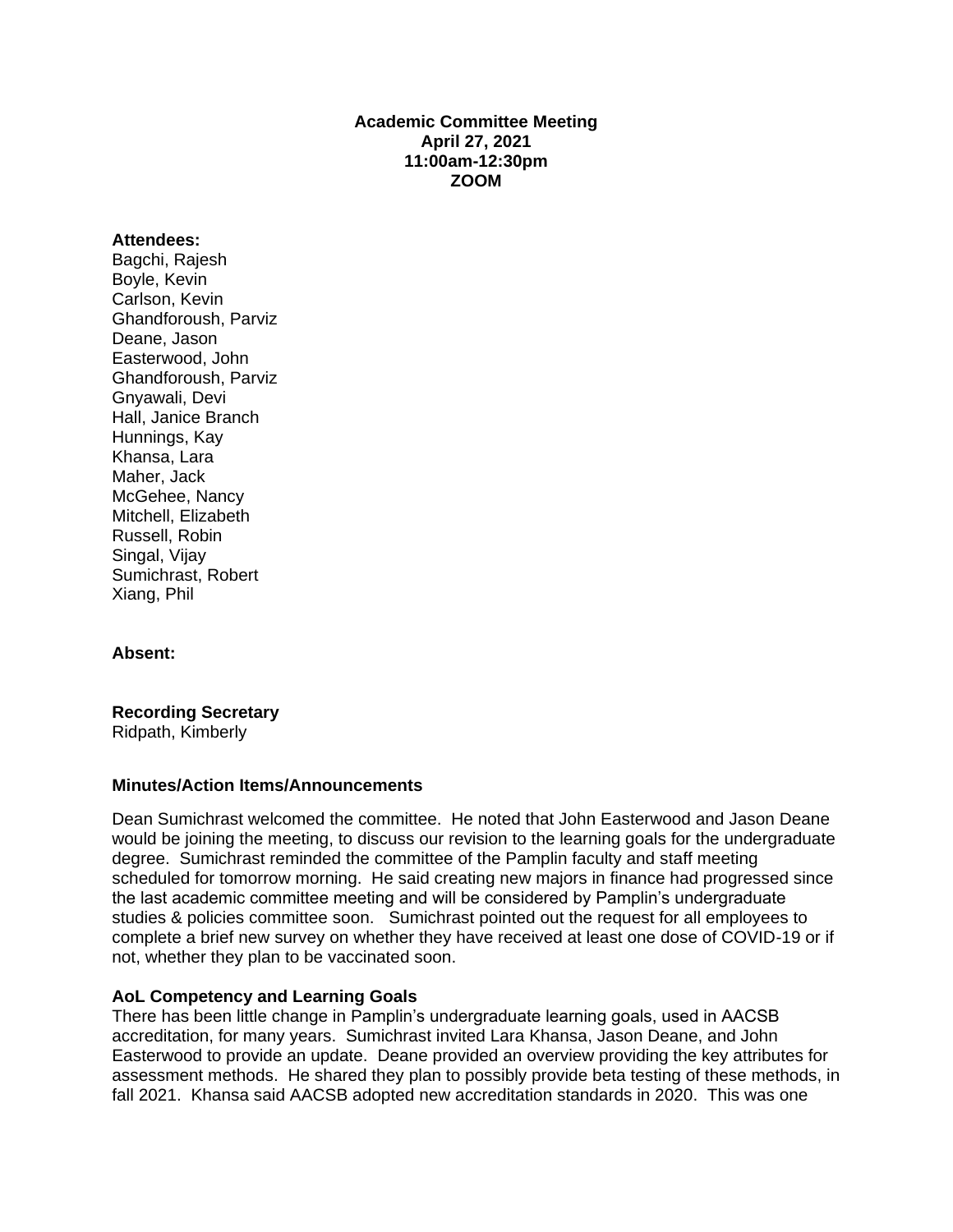**Academic Committee Meeting**
**April 27, 2021**
**11:00am-12:30pm**
**ZOOM**

**Attendees:**
Bagchi, Rajesh
Boyle, Kevin
Carlson, Kevin
Ghandforoush, Parviz
Deane, Jason
Easterwood, John
Ghandforoush, Parviz
Gnyawali, Devi
Hall, Janice Branch
Hunnings, Kay
Khansa, Lara
Maher, Jack
McGehee, Nancy
Mitchell, Elizabeth
Russell, Robin
Singal, Vijay
Sumichrast, Robert
Xiang, Phil

**Absent:**

**Recording Secretary**
Ridpath, Kimberly

**Minutes/Action Items/Announcements**

Dean Sumichrast welcomed the committee. He noted that John Easterwood and Jason Deane would be joining the meeting, to discuss our revision to the learning goals for the undergraduate degree. Sumichrast reminded the committee of the Pamplin faculty and staff meeting scheduled for tomorrow morning. He said creating new majors in finance had progressed since the last academic committee meeting and will be considered by Pamplin's undergraduate studies & policies committee soon. Sumichrast pointed out the request for all employees to complete a brief new survey on whether they have received at least one dose of COVID-19 or if not, whether they plan to be vaccinated soon.

**AoL Competency and Learning Goals**

There has been little change in Pamplin's undergraduate learning goals, used in AACSB accreditation, for many years. Sumichrast invited Lara Khansa, Jason Deane, and John Easterwood to provide an update. Deane provided an overview providing the key attributes for assessment methods. He shared they plan to possibly provide beta testing of these methods, in fall 2021. Khansa said AACSB adopted new accreditation standards in 2020. This was one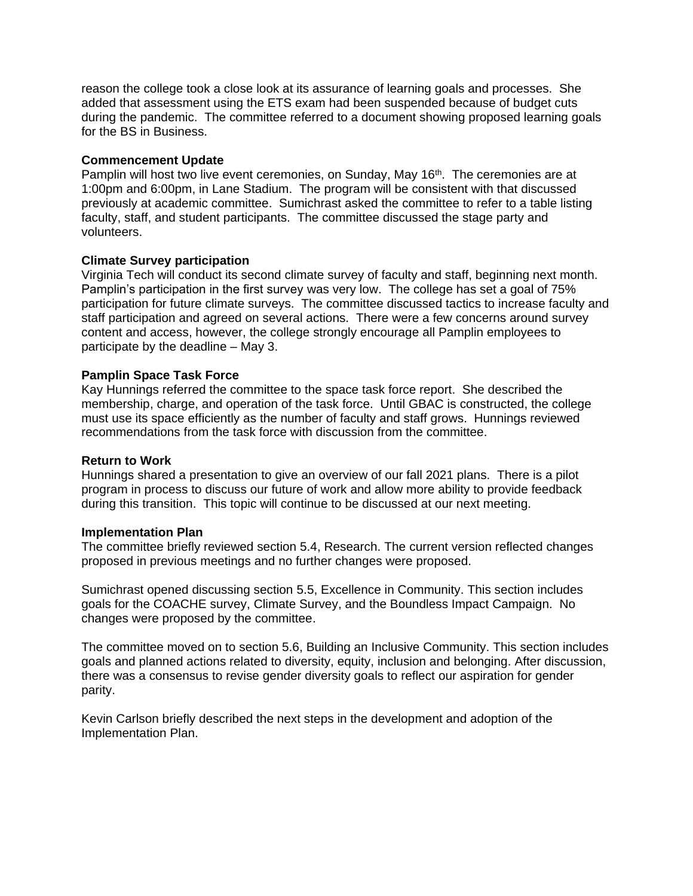reason the college took a close look at its assurance of learning goals and processes. She added that assessment using the ETS exam had been suspended because of budget cuts during the pandemic. The committee referred to a document showing proposed learning goals for the BS in Business.

**Commencement Update**
Pamplin will host two live event ceremonies, on Sunday, May 16th. The ceremonies are at 1:00pm and 6:00pm, in Lane Stadium. The program will be consistent with that discussed previously at academic committee. Sumichrast asked the committee to refer to a table listing faculty, staff, and student participants. The committee discussed the stage party and volunteers.

**Climate Survey participation**
Virginia Tech will conduct its second climate survey of faculty and staff, beginning next month. Pamplin's participation in the first survey was very low. The college has set a goal of 75% participation for future climate surveys. The committee discussed tactics to increase faculty and staff participation and agreed on several actions. There were a few concerns around survey content and access, however, the college strongly encourage all Pamplin employees to participate by the deadline – May 3.

**Pamplin Space Task Force**
Kay Hunnings referred the committee to the space task force report. She described the membership, charge, and operation of the task force. Until GBAC is constructed, the college must use its space efficiently as the number of faculty and staff grows. Hunnings reviewed recommendations from the task force with discussion from the committee.

**Return to Work**
Hunnings shared a presentation to give an overview of our fall 2021 plans. There is a pilot program in process to discuss our future of work and allow more ability to provide feedback during this transition. This topic will continue to be discussed at our next meeting.

**Implementation Plan**
The committee briefly reviewed section 5.4, Research. The current version reflected changes proposed in previous meetings and no further changes were proposed.

Sumichrast opened discussing section 5.5, Excellence in Community. This section includes goals for the COACHE survey, Climate Survey, and the Boundless Impact Campaign. No changes were proposed by the committee.

The committee moved on to section 5.6, Building an Inclusive Community. This section includes goals and planned actions related to diversity, equity, inclusion and belonging. After discussion, there was a consensus to revise gender diversity goals to reflect our aspiration for gender parity.

Kevin Carlson briefly described the next steps in the development and adoption of the Implementation Plan.